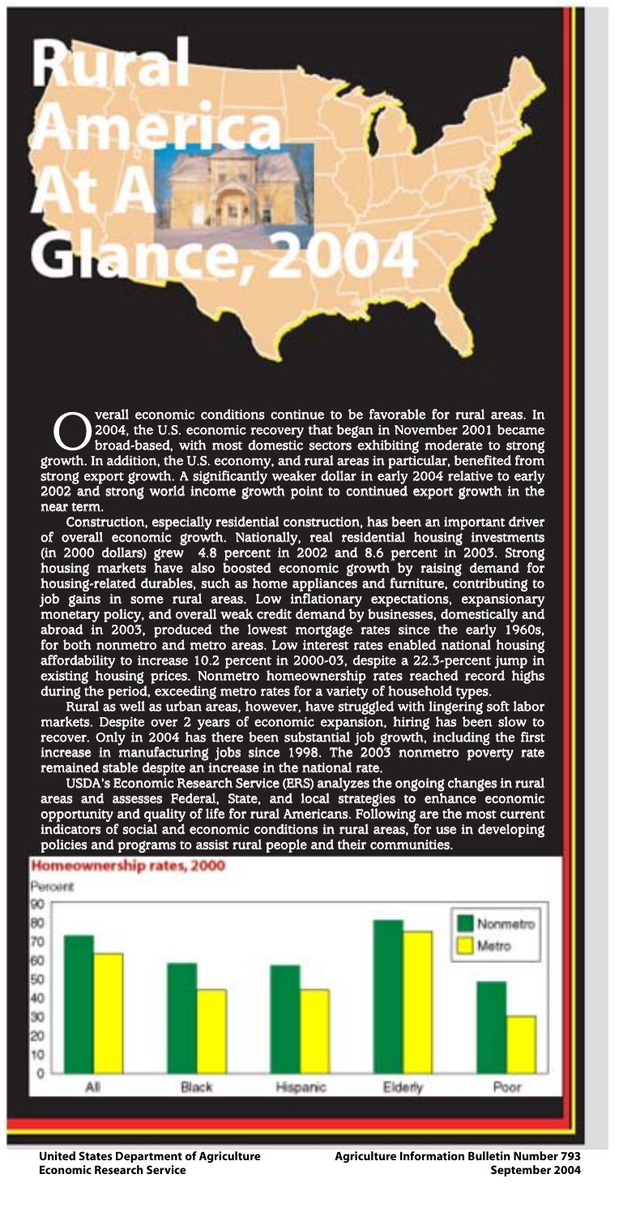# Rural America At A Glance, 2004

Overall economic conditions continue to be favorable for rural areas. In 2004, the U.S. economic recovery that began in November 2001 became broad-based, with most domestic sectors exhibiting moderate to strong growth. In addition, the U.S. economy, and rural areas in particular, benefited from strong export growth. A significantly weaker dollar in early 2004 relative to early 2002 and strong world income growth point to continued export growth in the near term.

Construction, especially residential construction, has been an important driver of overall economic growth. Nationally, real residential housing investments (in 2000 dollars) grew 4.8 percent in 2002 and 8.6 percent in 2003. Strong housing markets have also boosted economic growth by raising demand for housing-related durables, such as home appliances and furniture, contributing to job gains in some rural areas. Low inflationary expectations, expansionary monetary policy, and overall weak credit demand by businesses, domestically and abroad in 2003, produced the lowest mortgage rates since the early 1960s, for both nonmetro and metro areas. Low interest rates enabled national housing affordability to increase 10.2 percent in 2000-03, despite a 22.3-percent jump in existing housing prices. Nonmetro homeownership rates reached record highs during the period, exceeding metro rates for a variety of household types.

Rural as well as urban areas, however, have struggled with lingering soft labor markets. Despite over 2 years of economic expansion, hiring has been slow to recover. Only in 2004 has there been substantial job growth, including the first increase in manufacturing jobs since 1998. The 2003 nonmetro poverty rate remained stable despite an increase in the national rate.

USDA's Economic Research Service (ERS) analyzes the ongoing changes in rural areas and assesses Federal, State, and local strategies to enhance economic opportunity and quality of life for rural Americans. Following are the most current indicators of social and economic conditions in rural areas, for use in developing policies and programs to assist rural people and their communities.

**Homeownership rates, 2000**

Percent

(Bar chart: Nonmetro vs. Metro homeownership rates for All, Black, Hispanic, Elderly, Poor)

United States Department of Agriculture
Economic Research Service

Agriculture Information Bulletin Number 793
September 2004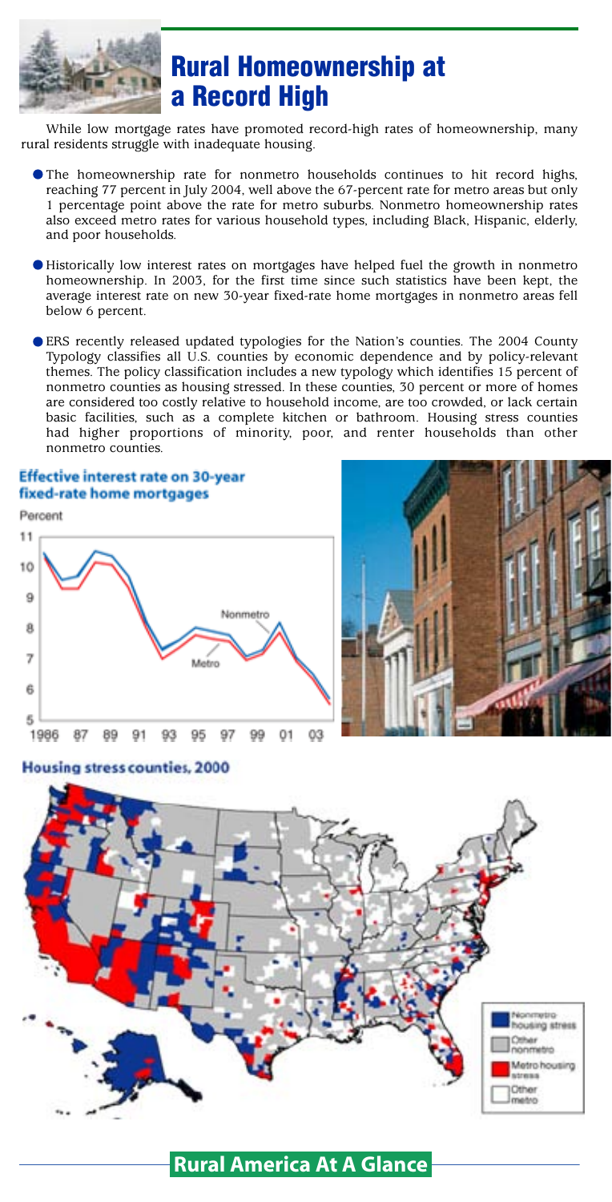# Rural Homeownership at a Record High

While low mortgage rates have promoted record-high rates of homeownership, many rural residents struggle with inadequate housing.

- The homeownership rate for nonmetro households continues to hit record highs, reaching 77 percent in July 2004, well above the 67-percent rate for metro areas but only 1 percentage point above the rate for metro suburbs. Nonmetro homeownership rates also exceed metro rates for various household types, including Black, Hispanic, elderly, and poor households.
- Historically low interest rates on mortgages have helped fuel the growth in nonmetro homeownership. In 2003, for the first time since such statistics have been kept, the average interest rate on new 30-year fixed-rate home mortgages in nonmetro areas fell below 6 percent.
- ERS recently released updated typologies for the Nation's counties. The 2004 County Typology classifies all U.S. counties by economic dependence and by policy-relevant themes. The policy classification includes a new typology which identifies 15 percent of nonmetro counties as housing stressed. In these counties, 30 percent or more of homes are considered too costly relative to household income, are too crowded, or lack certain basic facilities, such as a complete kitchen or bathroom. Housing stress counties had higher proportions of minority, poor, and renter households than other nonmetro counties.

**Effective interest rate on 30-year fixed-rate home mortgages**

**Housing stress counties, 2000**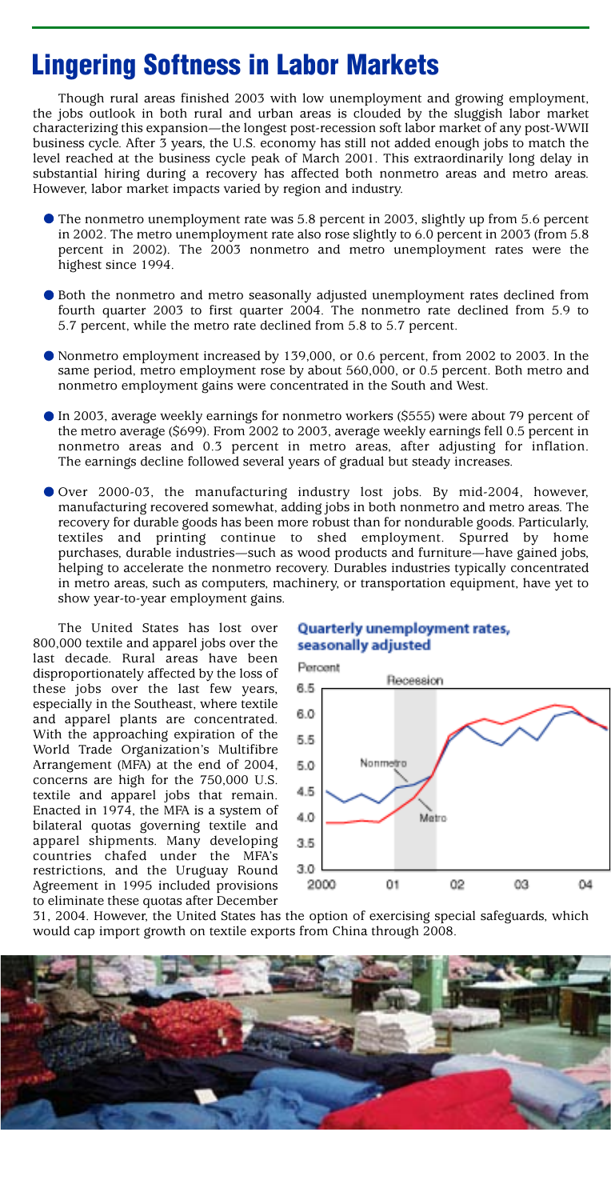# Lingering Softness in Labor Markets

Though rural areas finished 2003 with low unemployment and growing employment, the jobs outlook in both rural and urban areas is clouded by the sluggish labor market characterizing this expansion—the longest post-recession soft labor market of any post-WWII business cycle. After 3 years, the U.S. economy has still not added enough jobs to match the level reached at the business cycle peak of March 2001. This extraordinarily long delay in substantial hiring during a recovery has affected both nonmetro areas and metro areas. However, labor market impacts varied by region and industry.

- The nonmetro unemployment rate was 5.8 percent in 2003, slightly up from 5.6 percent in 2002. The metro unemployment rate also rose slightly to 6.0 percent in 2003 (from 5.8 percent in 2002). The 2003 nonmetro and metro unemployment rates were the highest since 1994.
- Both the nonmetro and metro seasonally adjusted unemployment rates declined from fourth quarter 2003 to first quarter 2004. The nonmetro rate declined from 5.9 to 5.7 percent, while the metro rate declined from 5.8 to 5.7 percent.
- Nonmetro employment increased by 139,000, or 0.6 percent, from 2002 to 2003. In the same period, metro employment rose by about 560,000, or 0.5 percent. Both metro and nonmetro employment gains were concentrated in the South and West.
- In 2003, average weekly earnings for nonmetro workers ($555) were about 79 percent of the metro average ($699). From 2002 to 2003, average weekly earnings fell 0.5 percent in nonmetro areas and 0.3 percent in metro areas, after adjusting for inflation. The earnings decline followed several years of gradual but steady increases.
- Over 2000-03, the manufacturing industry lost jobs. By mid-2004, however, manufacturing recovered somewhat, adding jobs in both nonmetro and metro areas. The recovery for durable goods has been more robust than for nondurable goods. Particularly, textiles and printing continue to shed employment. Spurred by home purchases, durable industries—such as wood products and furniture—have gained jobs, helping to accelerate the nonmetro recovery. Durables industries typically concentrated in metro areas, such as computers, machinery, or transportation equipment, have yet to show year-to-year employment gains.

The United States has lost over 800,000 textile and apparel jobs over the last decade. Rural areas have been disproportionately affected by the loss of these jobs over the last few years, especially in the Southeast, where textile and apparel plants are concentrated. With the approaching expiration of the World Trade Organization's Multifibre Arrangement (MFA) at the end of 2004, concerns are high for the 750,000 U.S. textile and apparel jobs that remain. Enacted in 1974, the MFA is a system of bilateral quotas governing textile and apparel shipments. Many developing countries chafed under the MFA's restrictions, and the Uruguay Round Agreement in 1995 included provisions to eliminate these quotas after December 31, 2004. However, the United States has the option of exercising special safeguards, which would cap import growth on textile exports from China through 2008.

**Quarterly unemployment rates, seasonally adjusted**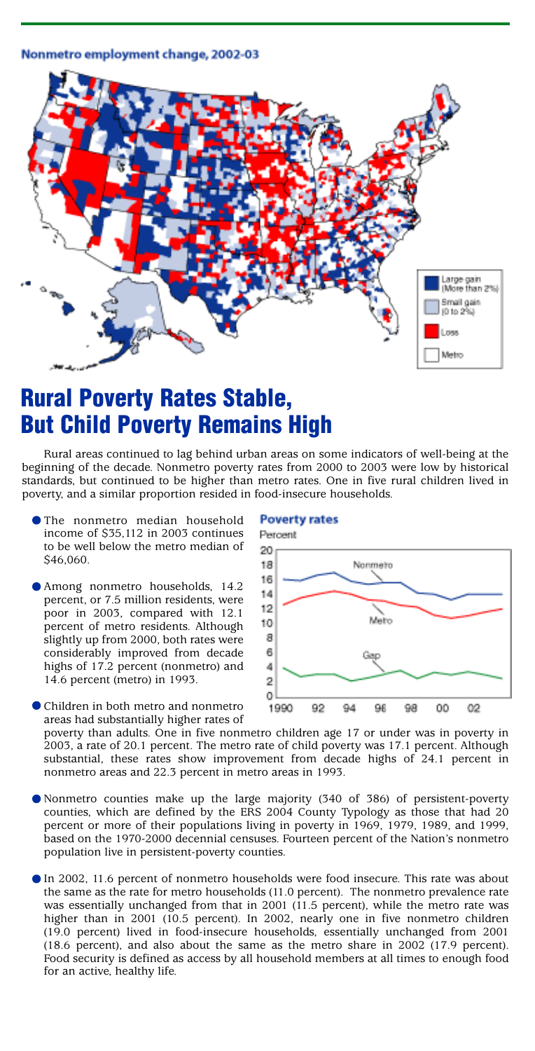**Nonmetro employment change, 2002-03**

Large gain (More than 2%)

Small gain (0 to 2%)

Loss

Metro

# Rural Poverty Rates Stable, But Child Poverty Remains High

Rural areas continued to lag behind urban areas on some indicators of well-being at the beginning of the decade. Nonmetro poverty rates from 2000 to 2003 were low by historical standards, but continued to be higher than metro rates. One in five rural children lived in poverty, and a similar proportion resided in food-insecure households.

- The nonmetro median household income of $35,112 in 2003 continues to be well below the metro median of $46,060.

- Among nonmetro households, 14.2 percent, or 7.5 million residents, were poor in 2003, compared with 12.1 percent of metro residents. Although slightly up from 2000, both rates were considerably improved from decade highs of 17.2 percent (nonmetro) and 14.6 percent (metro) in 1993.

- Children in both metro and nonmetro areas had substantially higher rates of poverty than adults. One in five nonmetro children age 17 or under was in poverty in 2003, a rate of 20.1 percent. The metro rate of child poverty was 17.1 percent. Although substantial, these rates show improvement from decade highs of 24.1 percent in nonmetro areas and 22.3 percent in metro areas in 1993.

- Nonmetro counties make up the large majority (340 of 386) of persistent-poverty counties, which are defined by the ERS 2004 County Typology as those that had 20 percent or more of their populations living in poverty in 1969, 1979, 1989, and 1999, based on the 1970-2000 decennial censuses. Fourteen percent of the Nation's nonmetro population live in persistent-poverty counties.

- In 2002, 11.6 percent of nonmetro households were food insecure. This rate was about the same as the rate for metro households (11.0 percent). The nonmetro prevalence rate was essentially unchanged from that in 2001 (11.5 percent), while the metro rate was higher than in 2001 (10.5 percent). In 2002, nearly one in five nonmetro children (19.0 percent) lived in food-insecure households, essentially unchanged from 2001 (18.6 percent), and also about the same as the metro share in 2002 (17.9 percent). Food security is defined as access by all household members at all times to enough food for an active, healthy life.

**Poverty rates**

Percent

Nonmetro

Metro

Gap

1990 92 94 96 98 00 02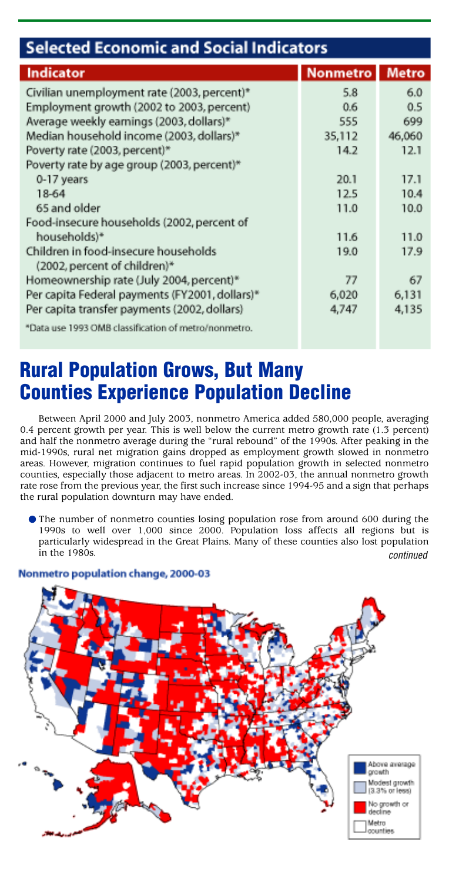## Selected Economic and Social Indicators

| Indicator | Nonmetro | Metro |
|---|---|---|
| Civilian unemployment rate (2003, percent)* | 5.8 | 6.0 |
| Employment growth (2002 to 2003, percent) | 0.6 | 0.5 |
| Average weekly earnings (2003, dollars)* | 555 | 699 |
| Median household income (2003, dollars)* | 35,112 | 46,060 |
| Poverty rate (2003, percent)* | 14.2 | 12.1 |
| Poverty rate by age group (2003, percent)* | | |
| 0-17 years | 20.1 | 17.1 |
| 18-64 | 12.5 | 10.4 |
| 65 and older | 11.0 | 10.0 |
| Food-insecure households (2002, percent of households)* | 11.6 | 11.0 |
| Children in food-insecure households (2002, percent of children)* | 19.0 | 17.9 |
| Homeownership rate (July 2004, percent)* | 77 | 67 |
| Per capita Federal payments (FY2001, dollars)* | 6,020 | 6,131 |
| Per capita transfer payments (2002, dollars) | 4,747 | 4,135 |

*Data use 1993 OMB classification of metro/nonmetro.

# Rural Population Grows, But Many Counties Experience Population Decline

Between April 2000 and July 2003, nonmetro America added 580,000 people, averaging 0.4 percent growth per year. This is well below the current metro growth rate (1.3 percent) and half the nonmetro average during the "rural rebound" of the 1990s. After peaking in the mid-1990s, rural net migration gains dropped as employment growth slowed in nonmetro areas. However, migration continues to fuel rapid population growth in selected nonmetro counties, especially those adjacent to metro areas. In 2002-03, the annual nonmetro growth rate rose from the previous year, the first such increase since 1994-95 and a sign that perhaps the rural population downturn may have ended.

- The number of nonmetro counties losing population rose from around 600 during the 1990s to well over 1,000 since 2000. Population loss affects all regions but is particularly widespread in the Great Plains. Many of these counties also lost population in the 1980s.

*continued*

**Nonmetro population change, 2000-03**

Above average growth
Modest growth (3.3% or less)
No growth or decline
Metro counties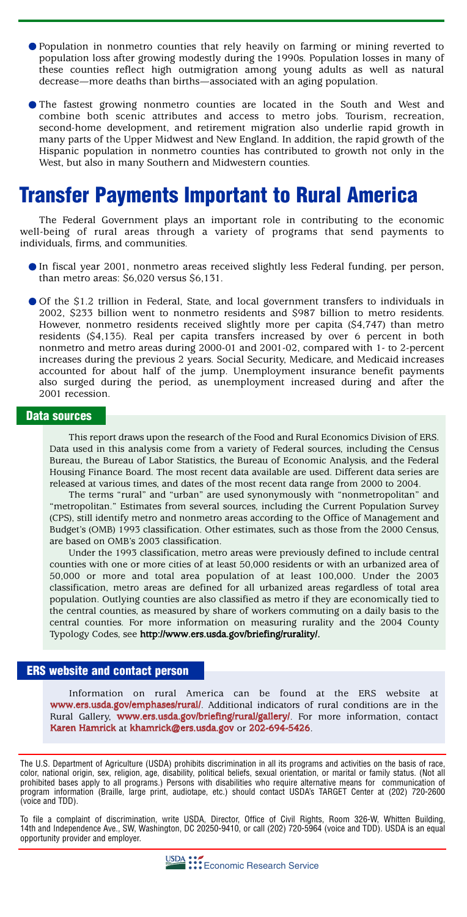- Population in nonmetro counties that rely heavily on farming or mining reverted to population loss after growing modestly during the 1990s. Population losses in many of these counties reflect high outmigration among young adults as well as natural decrease—more deaths than births—associated with an aging population.
- The fastest growing nonmetro counties are located in the South and West and combine both scenic attributes and access to metro jobs. Tourism, recreation, second-home development, and retirement migration also underlie rapid growth in many parts of the Upper Midwest and New England. In addition, the rapid growth of the Hispanic population in nonmetro counties has contributed to growth not only in the West, but also in many Southern and Midwestern counties.

# Transfer Payments Important to Rural America

The Federal Government plays an important role in contributing to the economic well-being of rural areas through a variety of programs that send payments to individuals, firms, and communities.

- In fiscal year 2001, nonmetro areas received slightly less Federal funding, per person, than metro areas: $6,020 versus $6,131.
- Of the $1.2 trillion in Federal, State, and local government transfers to individuals in 2002, $233 billion went to nonmetro residents and $987 billion to metro residents. However, nonmetro residents received slightly more per capita ($4,747) than metro residents ($4,135). Real per capita transfers increased by over 6 percent in both nonmetro and metro areas during 2000-01 and 2001-02, compared with 1- to 2-percent increases during the previous 2 years. Social Security, Medicare, and Medicaid increases accounted for about half of the jump. Unemployment insurance benefit payments also surged during the period, as unemployment increased during and after the 2001 recession.

## Data sources

This report draws upon the research of the Food and Rural Economics Division of ERS. Data used in this analysis come from a variety of Federal sources, including the Census Bureau, the Bureau of Labor Statistics, the Bureau of Economic Analysis, and the Federal Housing Finance Board. The most recent data available are used. Different data series are released at various times, and dates of the most recent data range from 2000 to 2004.

The terms "rural" and "urban" are used synonymously with "nonmetropolitan" and "metropolitan." Estimates from several sources, including the Current Population Survey (CPS), still identify metro and nonmetro areas according to the Office of Management and Budget's (OMB) 1993 classification. Other estimates, such as those from the 2000 Census, are based on OMB's 2003 classification.

Under the 1993 classification, metro areas were previously defined to include central counties with one or more cities of at least 50,000 residents or with an urbanized area of 50,000 or more and total area population of at least 100,000. Under the 2003 classification, metro areas are defined for all urbanized areas regardless of total area population. Outlying counties are also classified as metro if they are economically tied to the central counties, as measured by share of workers commuting on a daily basis to the central counties. For more information on measuring rurality and the 2004 County Typology Codes, see **http://www.ers.usda.gov/briefing/rurality/.**

## ERS website and contact person

Information on rural America can be found at the ERS website at **www.ers.usda.gov/emphases/rural/**. Additional indicators of rural conditions are in the Rural Gallery, **www.ers.usda.gov/briefing/rural/gallery/**. For more information, contact **Karen Hamrick** at **khamrick@ers.usda.gov** or **202-694-5426**.

The U.S. Department of Agriculture (USDA) prohibits discrimination in all its programs and activities on the basis of race, color, national origin, sex, religion, age, disability, political beliefs, sexual orientation, or marital or family status. (Not all prohibited bases apply to all programs.) Persons with disabilities who require alternative means for communication of program information (Braille, large print, audiotape, etc.) should contact USDA's TARGET Center at (202) 720-2600 (voice and TDD).

To file a complaint of discrimination, write USDA, Director, Office of Civil Rights, Room 326-W, Whitten Building, 14th and Independence Ave., SW, Washington, DC 20250-9410, or call (202) 720-5964 (voice and TDD). USDA is an equal opportunity provider and employer.

USDA Economic Research Service